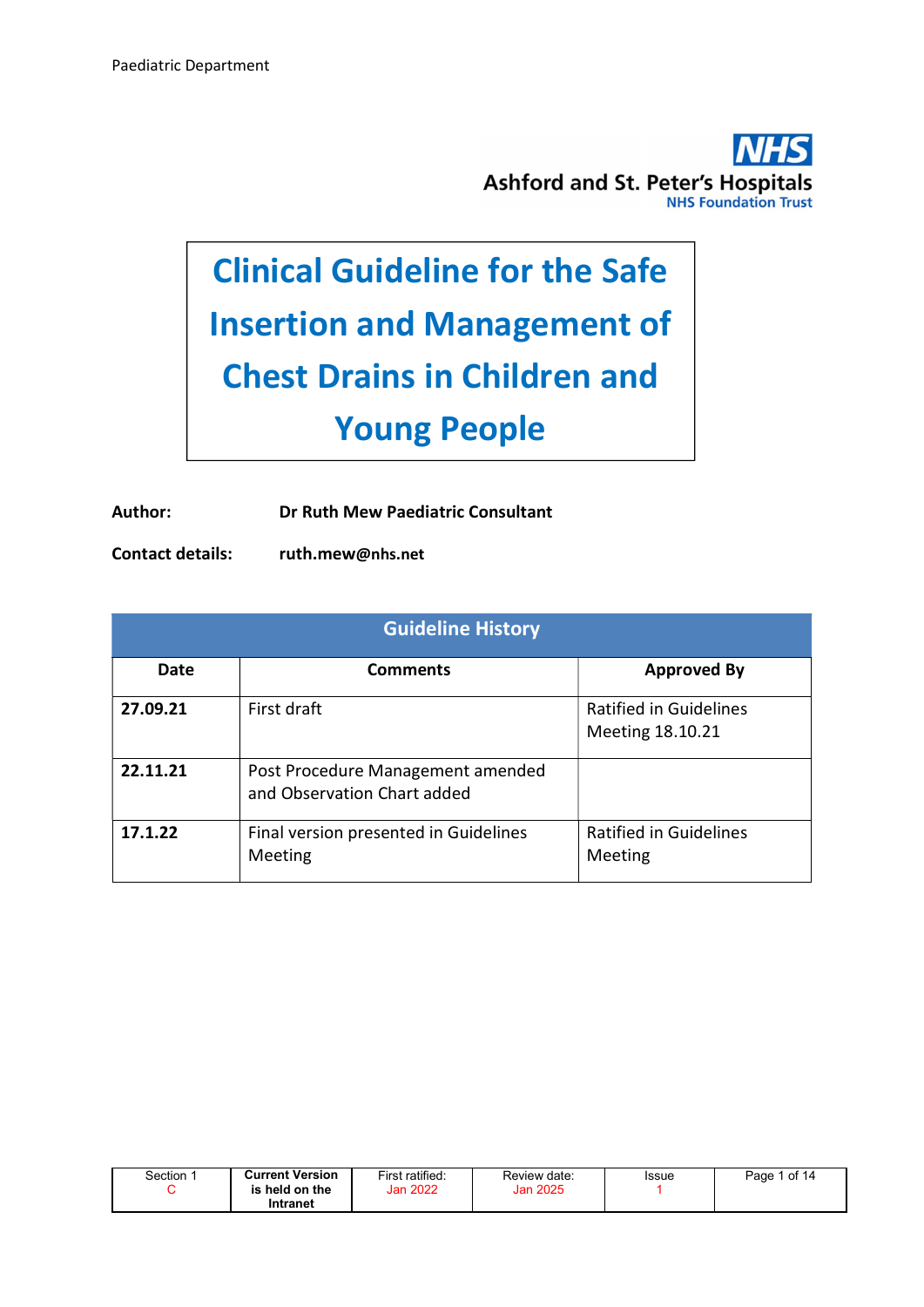Ashford and St. Peter's Hospitals
NHS Foundation Trust

# Clinical Guideline for the Safe Insertion and Management of Chest Drains in Children and Young People

**Author:** **Dr Ruth Mew Paediatric Consultant**

**Contact details:** **ruth.mew@nhs.net**

| Guideline History | | |
|---|---|---|
| **Date** | **Comments** | **Approved By** |
| **27.09.21** | First draft | Ratified in Guidelines Meeting 18.10.21 |
| **22.11.21** | Post Procedure Management amended and Observation Chart added | |
| **17.1.22** | Final version presented in Guidelines Meeting | Ratified in Guidelines Meeting |

| Section 1 C | Current Version is held on the Intranet | First ratified: Jan 2022 | Review date: Jan 2025 | Issue 1 |
|---|---|---|---|---|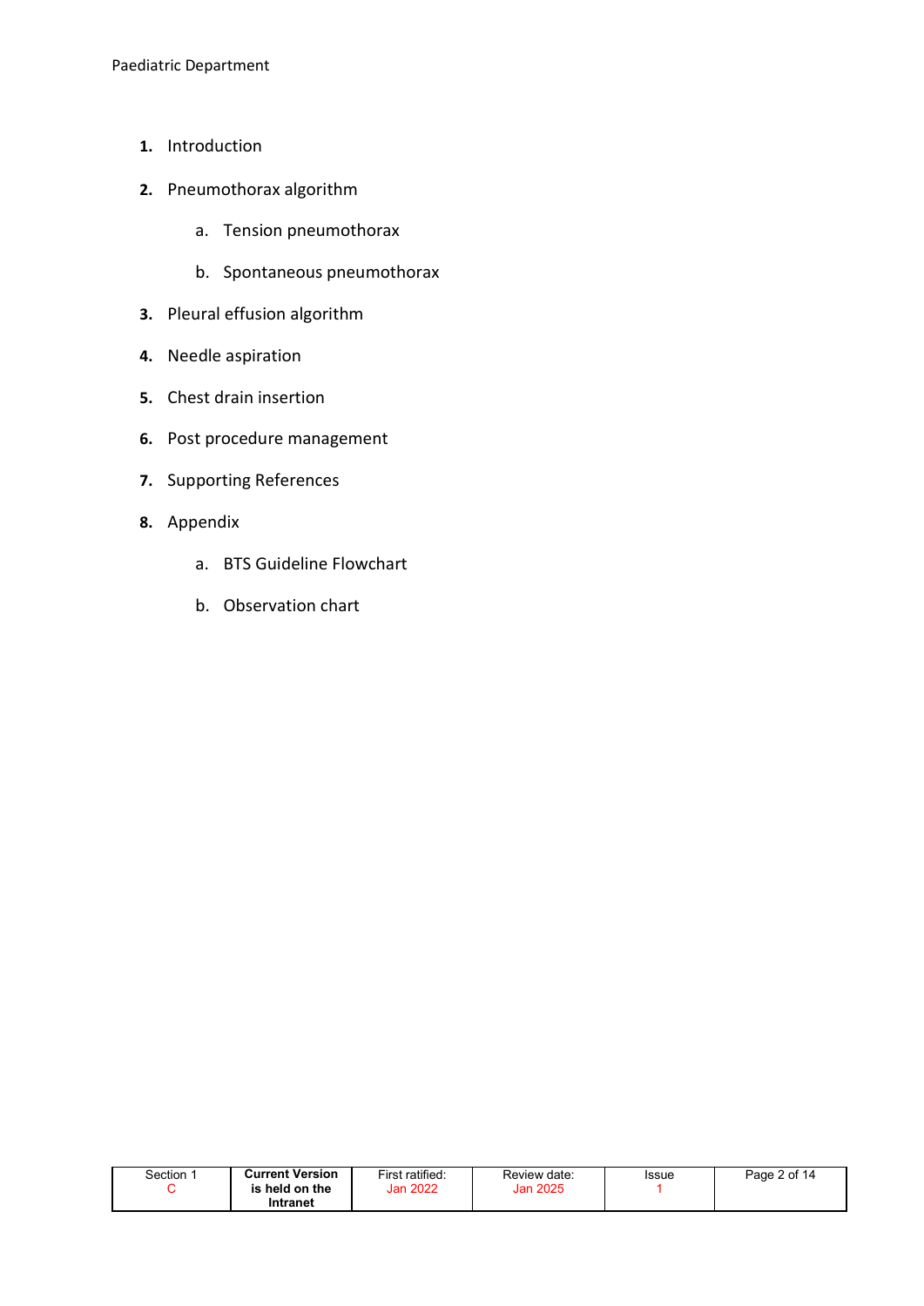1. Introduction
2. Pneumothorax algorithm
    a. Tension pneumothorax
    b. Spontaneous pneumothorax
3. Pleural effusion algorithm
4. Needle aspiration
5. Chest drain insertion
6. Post procedure management
7. Supporting References
8. Appendix
    a. BTS Guideline Flowchart
    b. Observation chart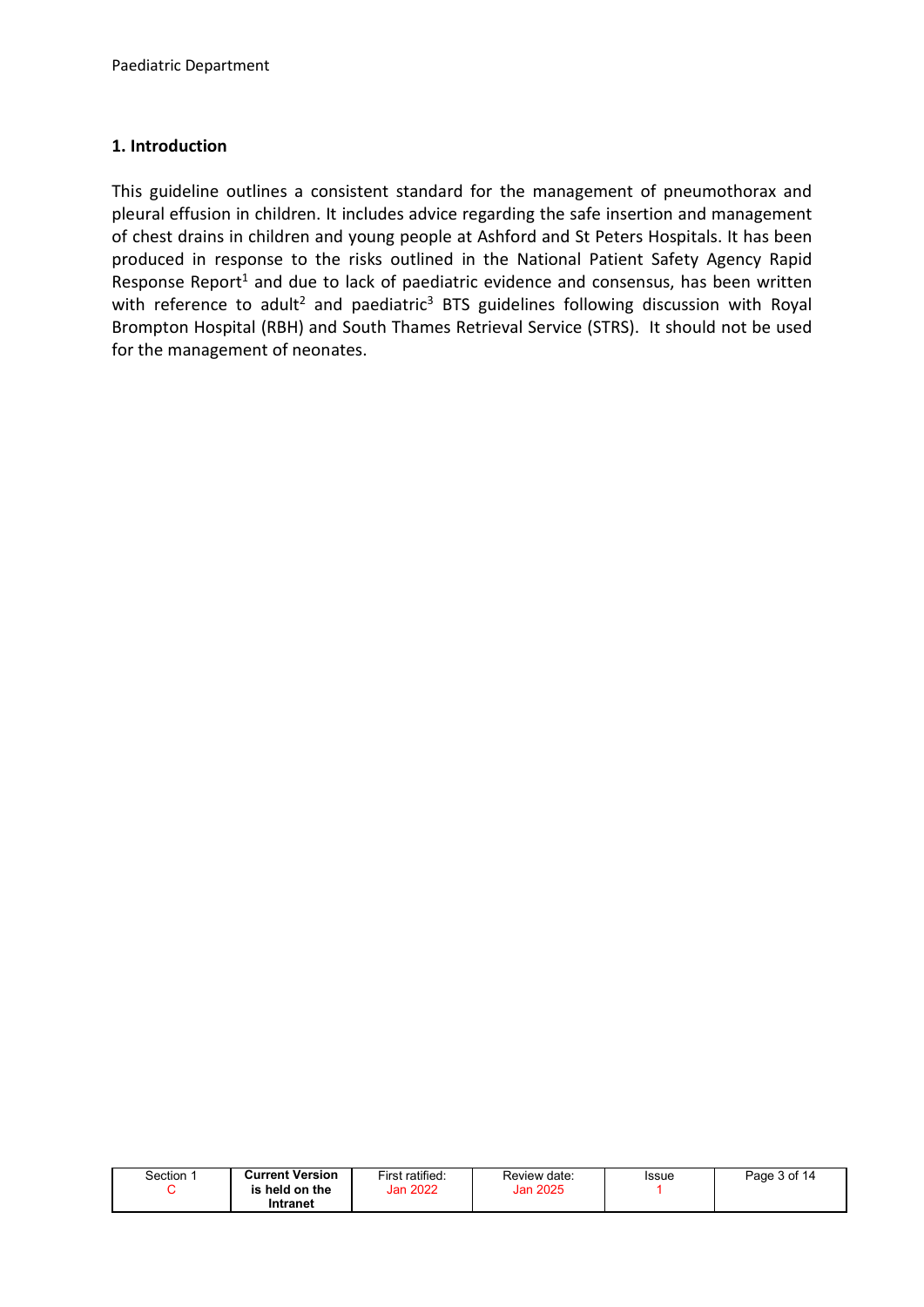## 1. Introduction

This guideline outlines a consistent standard for the management of pneumothorax and pleural effusion in children. It includes advice regarding the safe insertion and management of chest drains in children and young people at Ashford and St Peters Hospitals. It has been produced in response to the risks outlined in the National Patient Safety Agency Rapid Response Report[1] and due to lack of paediatric evidence and consensus, has been written with reference to adult[2] and paediatric[3] BTS guidelines following discussion with Royal Brompton Hospital (RBH) and South Thames Retrieval Service (STRS). It should not be used for the management of neonates.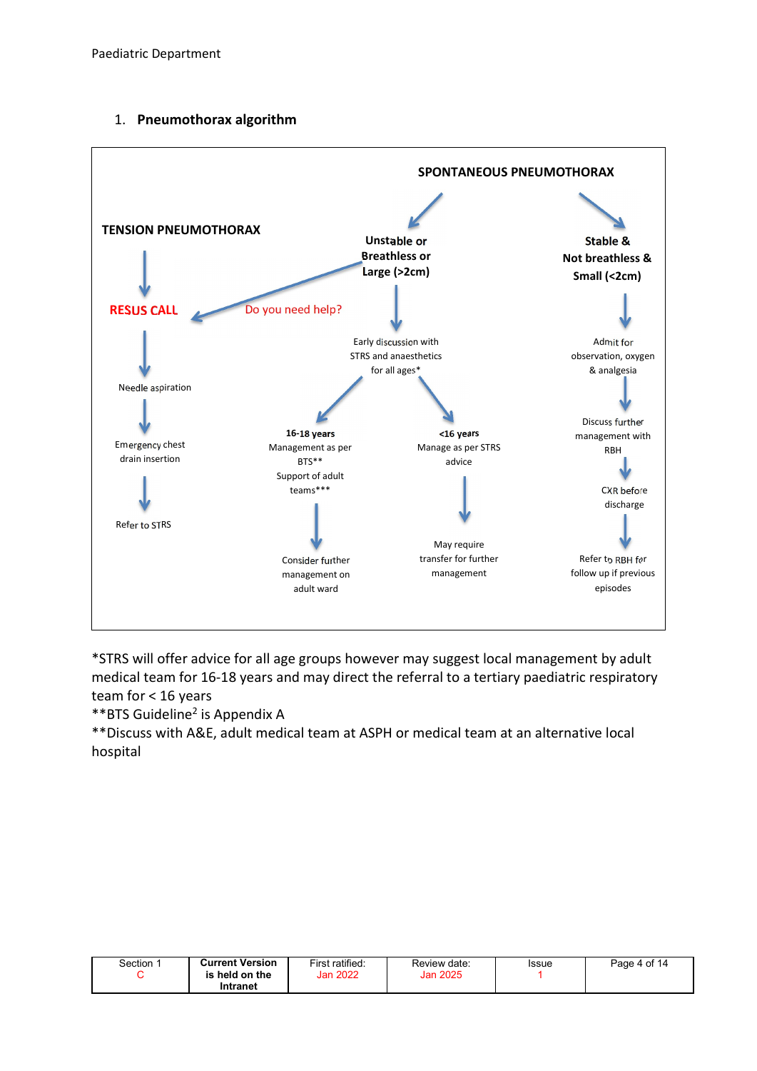## 1. Pneumothorax algorithm

**SPONTANEOUS PNEUMOTHORAX**

**TENSION PNEUMOTHORAX**
- RESUS CALL
- Needle aspiration
- Emergency chest drain insertion
- Refer to STRS

**Unstable or Breathless or Large (>2cm)**
- Do you need help? → RESUS CALL
- Early discussion with STRS and anaesthetics for all ages*
  - **16-18 years**: Management as per BTS** Support of adult teams***
    - Consider further management on adult ward
  - **<16 years**: Manage as per STRS advice
    - May require transfer for further management

**Stable & Not breathless & Small (<2cm)**
- Admit for observation, oxygen & analgesia
- Discuss further management with RBH
- CXR before discharge
- Refer to RBH for follow up if previous episodes

*STRS will offer advice for all age groups however may suggest local management by adult medical team for 16-18 years and may direct the referral to a tertiary paediatric respiratory team for < 16 years

**BTS Guideline[2] is Appendix A

**Discuss with A&E, adult medical team at ASPH or medical team at an alternative local hospital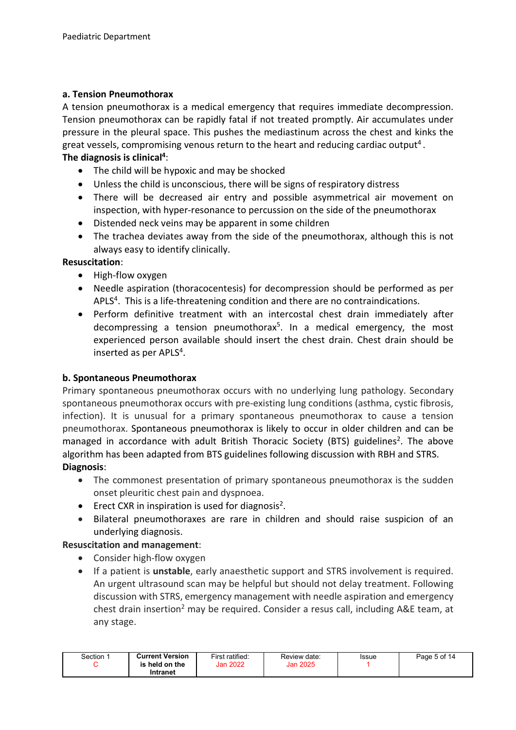### a. Tension Pneumothorax

A tension pneumothorax is a medical emergency that requires immediate decompression. Tension pneumothorax can be rapidly fatal if not treated promptly. Air accumulates under pressure in the pleural space. This pushes the mediastinum across the chest and kinks the great vessels, compromising venous return to the heart and reducing cardiac output[4].

**The diagnosis is clinical[4]**:

- The child will be hypoxic and may be shocked
- Unless the child is unconscious, there will be signs of respiratory distress
- There will be decreased air entry and possible asymmetrical air movement on inspection, with hyper-resonance to percussion on the side of the pneumothorax
- Distended neck veins may be apparent in some children
- The trachea deviates away from the side of the pneumothorax, although this is not always easy to identify clinically.

**Resuscitation**:

- High-flow oxygen
- Needle aspiration (thoracocentesis) for decompression should be performed as per APLS[4]. This is a life-threatening condition and there are no contraindications.
- Perform definitive treatment with an intercostal chest drain immediately after decompressing a tension pneumothorax[5]. In a medical emergency, the most experienced person available should insert the chest drain. Chest drain should be inserted as per APLS[4].

### b. Spontaneous Pneumothorax

Primary spontaneous pneumothorax occurs with no underlying lung pathology. Secondary spontaneous pneumothorax occurs with pre-existing lung conditions (asthma, cystic fibrosis, infection). It is unusual for a primary spontaneous pneumothorax to cause a tension pneumothorax. Spontaneous pneumothorax is likely to occur in older children and can be managed in accordance with adult British Thoracic Society (BTS) guidelines[2]. The above algorithm has been adapted from BTS guidelines following discussion with RBH and STRS.

**Diagnosis**:

- The commonest presentation of primary spontaneous pneumothorax is the sudden onset pleuritic chest pain and dyspnoea.
- Erect CXR in inspiration is used for diagnosis[2].
- Bilateral pneumothoraxes are rare in children and should raise suspicion of an underlying diagnosis.

**Resuscitation and management**:

- Consider high-flow oxygen
- If a patient is **unstable**, early anaesthetic support and STRS involvement is required. An urgent ultrasound scan may be helpful but should not delay treatment. Following discussion with STRS, emergency management with needle aspiration and emergency chest drain insertion[2] may be required. Consider a resus call, including A&E team, at any stage.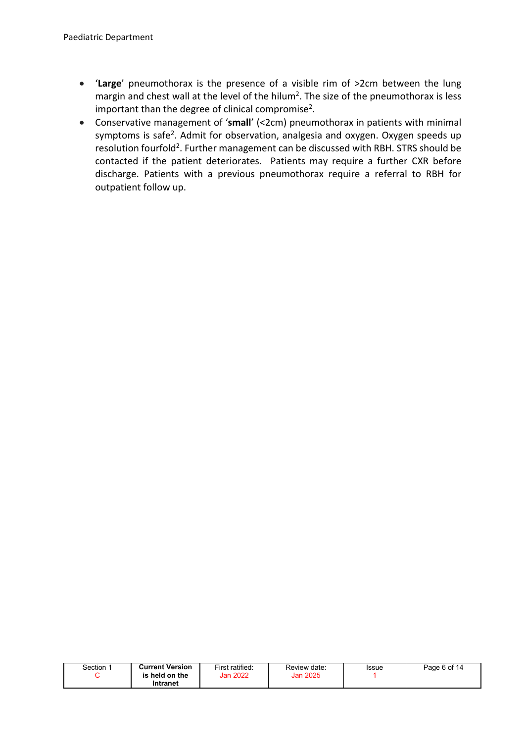- '**Large**' pneumothorax is the presence of a visible rim of >2cm between the lung margin and chest wall at the level of the hilum[2]. The size of the pneumothorax is less important than the degree of clinical compromise[2].
- Conservative management of '**small**' (<2cm) pneumothorax in patients with minimal symptoms is safe[2]. Admit for observation, analgesia and oxygen. Oxygen speeds up resolution fourfold[2]. Further management can be discussed with RBH. STRS should be contacted if the patient deteriorates. Patients may require a further CXR before discharge. Patients with a previous pneumothorax require a referral to RBH for outpatient follow up.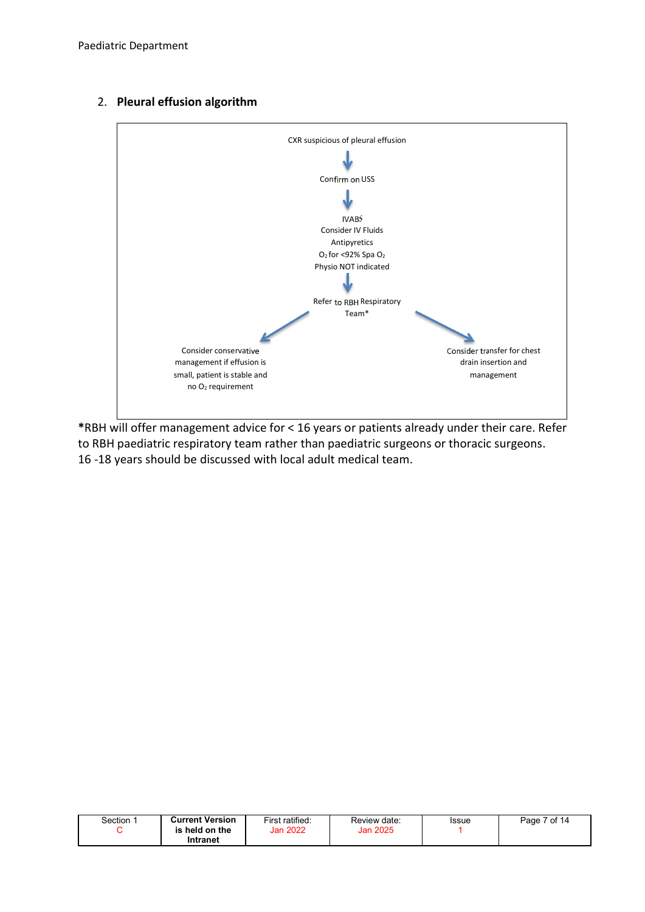## 2. **Pleural effusion algorithm**

CXR suspicious of pleural effusion

↓

Confirm on USS

↓

IVABS
Consider IV Fluids
Antipyretics
$O_2$ for <92% Spa $O_2$
Physio NOT indicated

↓

Refer to RBH Respiratory Team*

↙ Consider conservative management if effusion is small, patient is stable and no $O_2$ requirement

↘ Consider transfer for chest drain insertion and management

***RBH will offer management advice for < 16 years or patients already under their care. Refer to RBH paediatric respiratory team rather than paediatric surgeons or thoracic surgeons. 16 -18 years should be discussed with local adult medical team.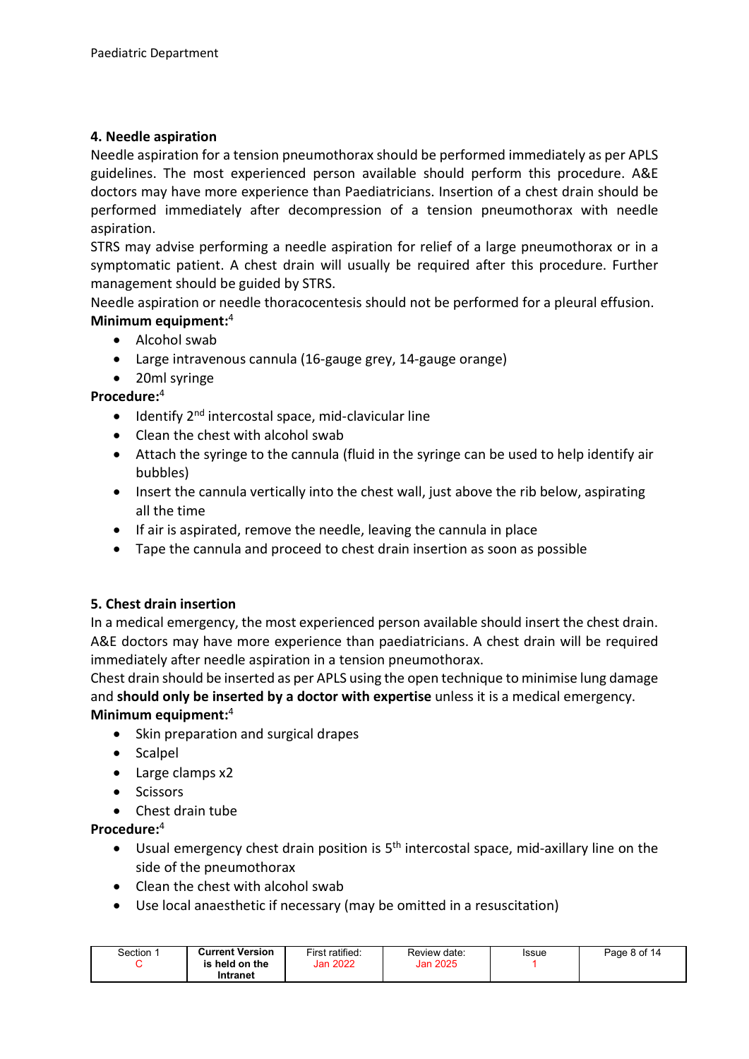## 4. Needle aspiration

Needle aspiration for a tension pneumothorax should be performed immediately as per APLS guidelines. The most experienced person available should perform this procedure. A&E doctors may have more experience than Paediatricians. Insertion of a chest drain should be performed immediately after decompression of a tension pneumothorax with needle aspiration.

STRS may advise performing a needle aspiration for relief of a large pneumothorax or in a symptomatic patient. A chest drain will usually be required after this procedure. Further management should be guided by STRS.

Needle aspiration or needle thoracocentesis should not be performed for a pleural effusion.

**Minimum equipment:**[4]

- Alcohol swab
- Large intravenous cannula (16-gauge grey, 14-gauge orange)
- 20ml syringe

**Procedure:**[4]

- Identify 2nd intercostal space, mid-clavicular line
- Clean the chest with alcohol swab
- Attach the syringe to the cannula (fluid in the syringe can be used to help identify air bubbles)
- Insert the cannula vertically into the chest wall, just above the rib below, aspirating all the time
- If air is aspirated, remove the needle, leaving the cannula in place
- Tape the cannula and proceed to chest drain insertion as soon as possible

## 5. Chest drain insertion

In a medical emergency, the most experienced person available should insert the chest drain. A&E doctors may have more experience than paediatricians. A chest drain will be required immediately after needle aspiration in a tension pneumothorax.

Chest drain should be inserted as per APLS using the open technique to minimise lung damage and **should only be inserted by a doctor with expertise** unless it is a medical emergency.

**Minimum equipment:**[4]

- Skin preparation and surgical drapes
- Scalpel
- Large clamps x2
- Scissors
- Chest drain tube

**Procedure:**[4]

- Usual emergency chest drain position is 5th intercostal space, mid-axillary line on the side of the pneumothorax
- Clean the chest with alcohol swab
- Use local anaesthetic if necessary (may be omitted in a resuscitation)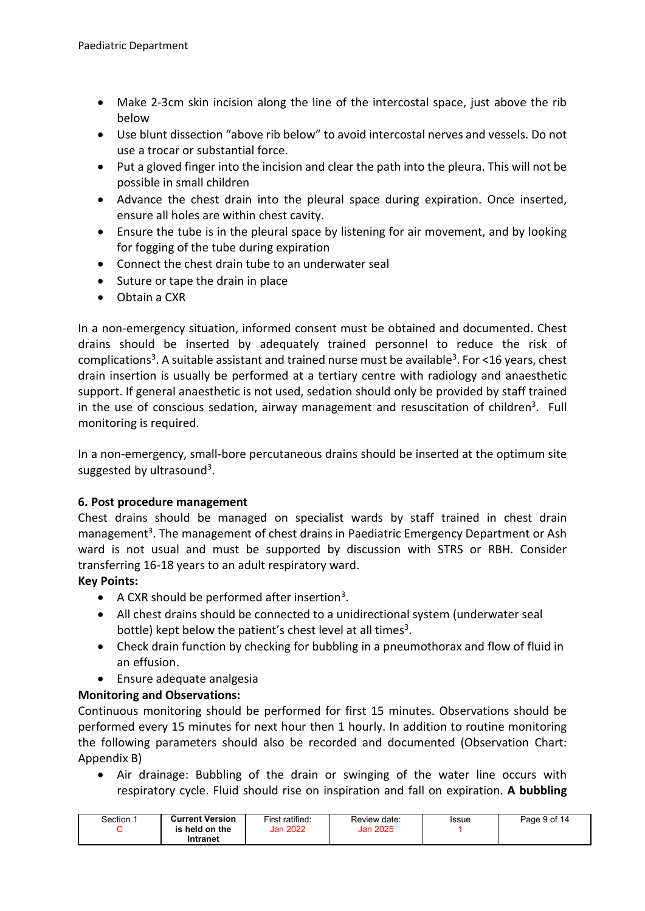- Make 2-3cm skin incision along the line of the intercostal space, just above the rib below
- Use blunt dissection "above rib below" to avoid intercostal nerves and vessels. Do not use a trocar or substantial force.
- Put a gloved finger into the incision and clear the path into the pleura. This will not be possible in small children
- Advance the chest drain into the pleural space during expiration. Once inserted, ensure all holes are within chest cavity.
- Ensure the tube is in the pleural space by listening for air movement, and by looking for fogging of the tube during expiration
- Connect the chest drain tube to an underwater seal
- Suture or tape the drain in place
- Obtain a CXR

In a non-emergency situation, informed consent must be obtained and documented. Chest drains should be inserted by adequately trained personnel to reduce the risk of complications[3]. A suitable assistant and trained nurse must be available[3]. For <16 years, chest drain insertion is usually be performed at a tertiary centre with radiology and anaesthetic support. If general anaesthetic is not used, sedation should only be provided by staff trained in the use of conscious sedation, airway management and resuscitation of children[3]. Full monitoring is required.

In a non-emergency, small-bore percutaneous drains should be inserted at the optimum site suggested by ultrasound[3].

## 6. Post procedure management

Chest drains should be managed on specialist wards by staff trained in chest drain management[3]. The management of chest drains in Paediatric Emergency Department or Ash ward is not usual and must be supported by discussion with STRS or RBH. Consider transferring 16-18 years to an adult respiratory ward.

**Key Points:**

- A CXR should be performed after insertion[3].
- All chest drains should be connected to a unidirectional system (underwater seal bottle) kept below the patient's chest level at all times[3].
- Check drain function by checking for bubbling in a pneumothorax and flow of fluid in an effusion.
- Ensure adequate analgesia

**Monitoring and Observations:**

Continuous monitoring should be performed for first 15 minutes. Observations should be performed every 15 minutes for next hour then 1 hourly. In addition to routine monitoring the following parameters should also be recorded and documented (Observation Chart: Appendix B)

- Air drainage: Bubbling of the drain or swinging of the water line occurs with respiratory cycle. Fluid should rise on inspiration and fall on expiration. **A bubbling**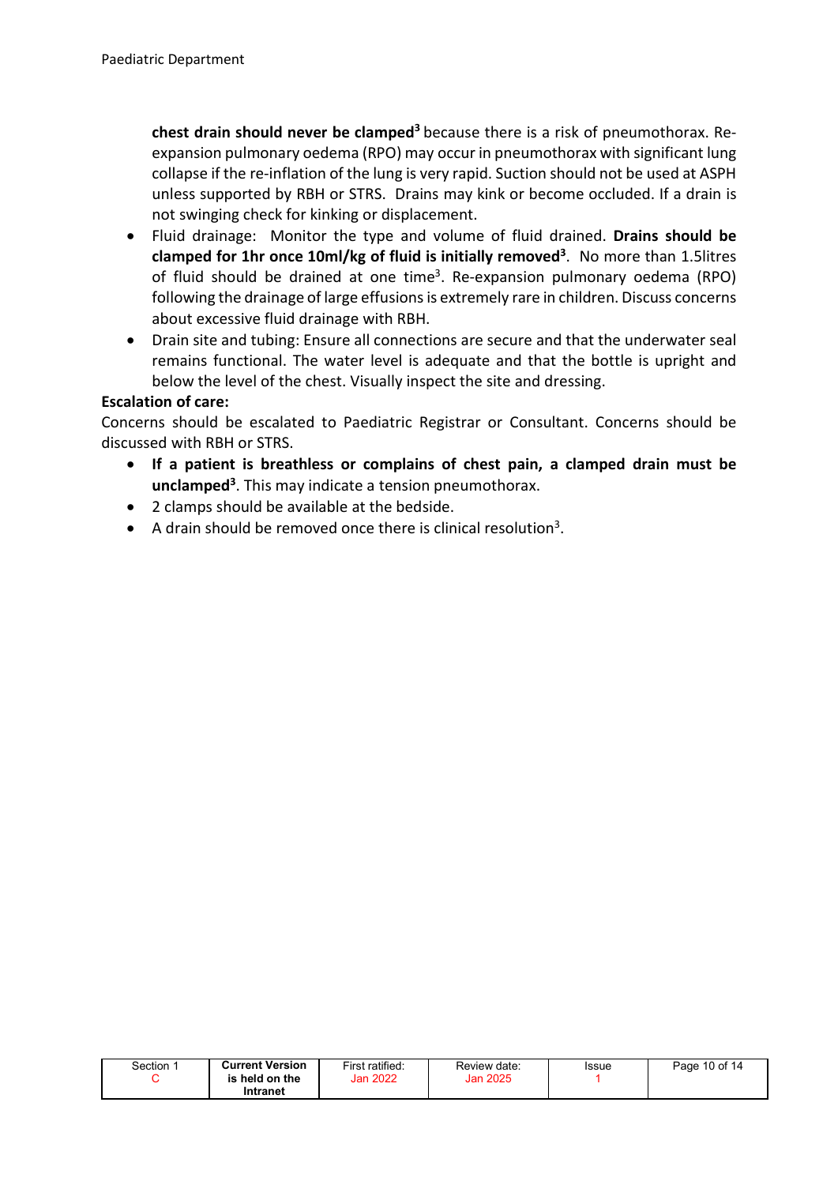**chest drain should never be clamped[3]** because there is a risk of pneumothorax. Re-expansion pulmonary oedema (RPO) may occur in pneumothorax with significant lung collapse if the re-inflation of the lung is very rapid. Suction should not be used at ASPH unless supported by RBH or STRS. Drains may kink or become occluded. If a drain is not swinging check for kinking or displacement.

- Fluid drainage: Monitor the type and volume of fluid drained. **Drains should be clamped for 1hr once 10ml/kg of fluid is initially removed[3]**. No more than 1.5litres of fluid should be drained at one time[3]. Re-expansion pulmonary oedema (RPO) following the drainage of large effusions is extremely rare in children. Discuss concerns about excessive fluid drainage with RBH.
- Drain site and tubing: Ensure all connections are secure and that the underwater seal remains functional. The water level is adequate and that the bottle is upright and below the level of the chest. Visually inspect the site and dressing.

**Escalation of care:**

Concerns should be escalated to Paediatric Registrar or Consultant. Concerns should be discussed with RBH or STRS.

- **If a patient is breathless or complains of chest pain, a clamped drain must be unclamped[3]**. This may indicate a tension pneumothorax.
- 2 clamps should be available at the bedside.
- A drain should be removed once there is clinical resolution[3].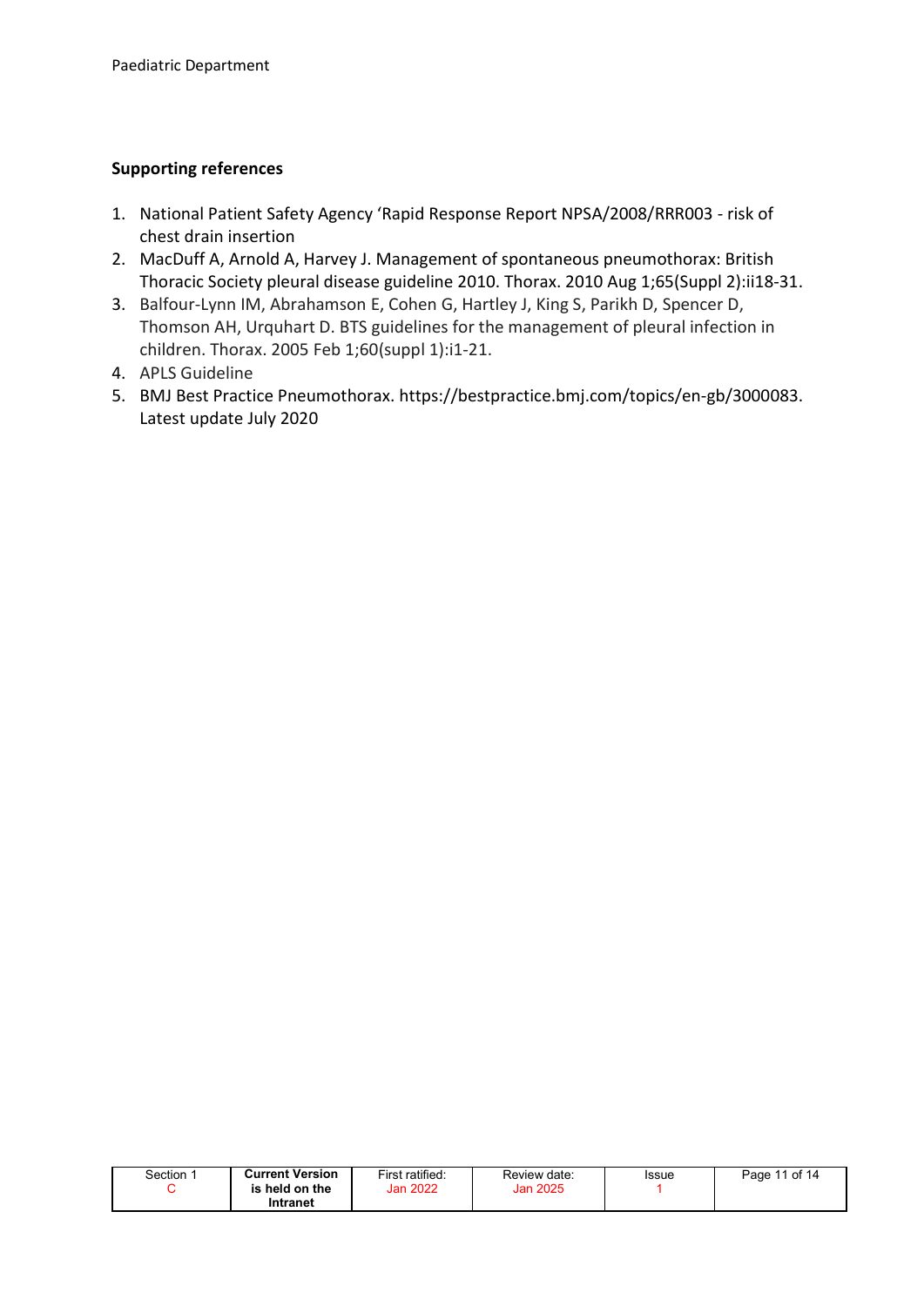**Supporting references**

1. National Patient Safety Agency 'Rapid Response Report NPSA/2008/RRR003 - risk of chest drain insertion
2. MacDuff A, Arnold A, Harvey J. Management of spontaneous pneumothorax: British Thoracic Society pleural disease guideline 2010. Thorax. 2010 Aug 1;65(Suppl 2):ii18-31.
3. Balfour-Lynn IM, Abrahamson E, Cohen G, Hartley J, King S, Parikh D, Spencer D, Thomson AH, Urquhart D. BTS guidelines for the management of pleural infection in children. Thorax. 2005 Feb 1;60(suppl 1):i1-21.
4. APLS Guideline
5. BMJ Best Practice Pneumothorax. https://bestpractice.bmj.com/topics/en-gb/3000083. Latest update July 2020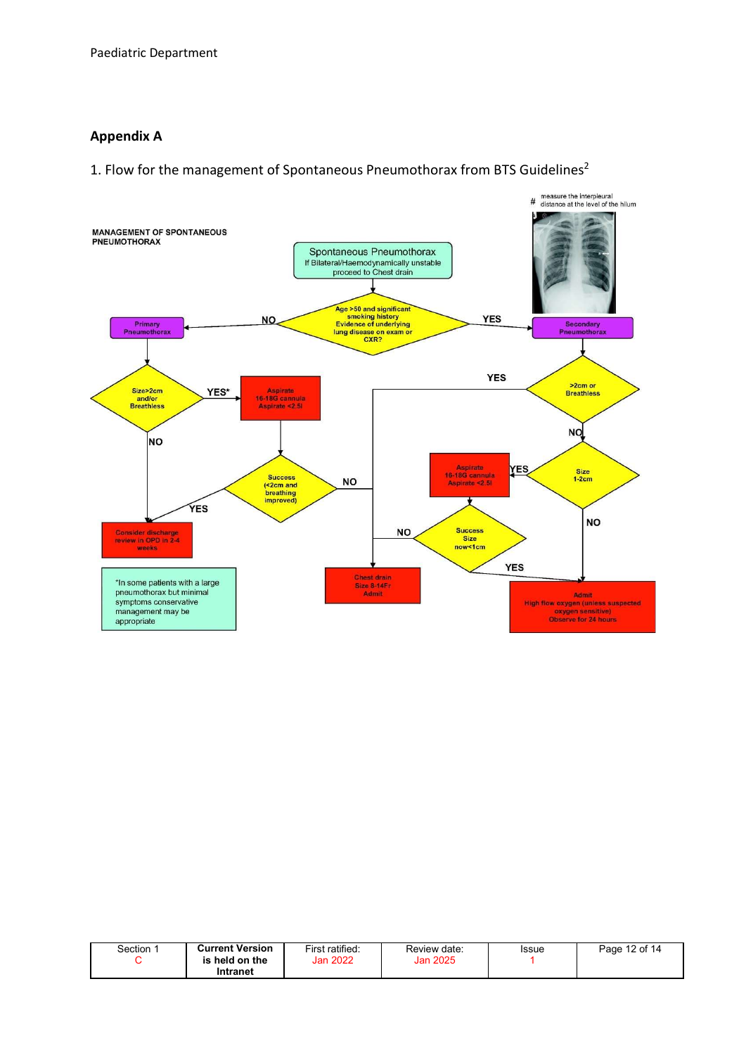## Appendix A

1. Flow for the management of Spontaneous Pneumothorax from BTS Guidelines[2]

**MANAGEMENT OF SPONTANEOUS PNEUMOTHORAX**

# measure the interpleural distance at the level of the hilum

- **Spontaneous Pneumothorax** — If Bilateral/Haemodynamically unstable proceed to Chest drain
- **Age >50 and significant smoking history Evidence of underlying lung disease on exam or CXR?**
  - NO → **Primary Pneumothorax**
    - **Size>2cm and/or Breathless**
      - YES* → **Aspirate 16-18G cannula Aspirate <2.5l**
        - **Success (<2cm and breathing improved)**
          - YES → **Consider discharge review in OPD in 2-4 weeks**
          - NO → **Chest drain Size 8-14Fr Admit**
      - NO → **Consider discharge review in OPD in 2-4 weeks**
  - YES → **Secondary Pneumothorax**
    - **>2cm or Breathless**
      - YES → **Chest drain Size 8-14Fr Admit**
      - NO → **Size 1-2cm**
        - YES → **Aspirate 16-18G cannula Aspirate <2.5l**
          - **Success Size now<1cm**
            - YES → **Admit High flow oxygen (unless suspected oxygen sensitive) Observe for 24 hours**
            - NO → **Chest drain Size 8-14Fr Admit**
        - NO → **Admit High flow oxygen (unless suspected oxygen sensitive) Observe for 24 hours**

*In some patients with a large pneumothorax but minimal symptoms conservative management may be appropriate

| Section 1 C | Current Version is held on the Intranet | First ratified: Jan 2022 | Review date: Jan 2025 | Issue 1 |
|---|---|---|---|---|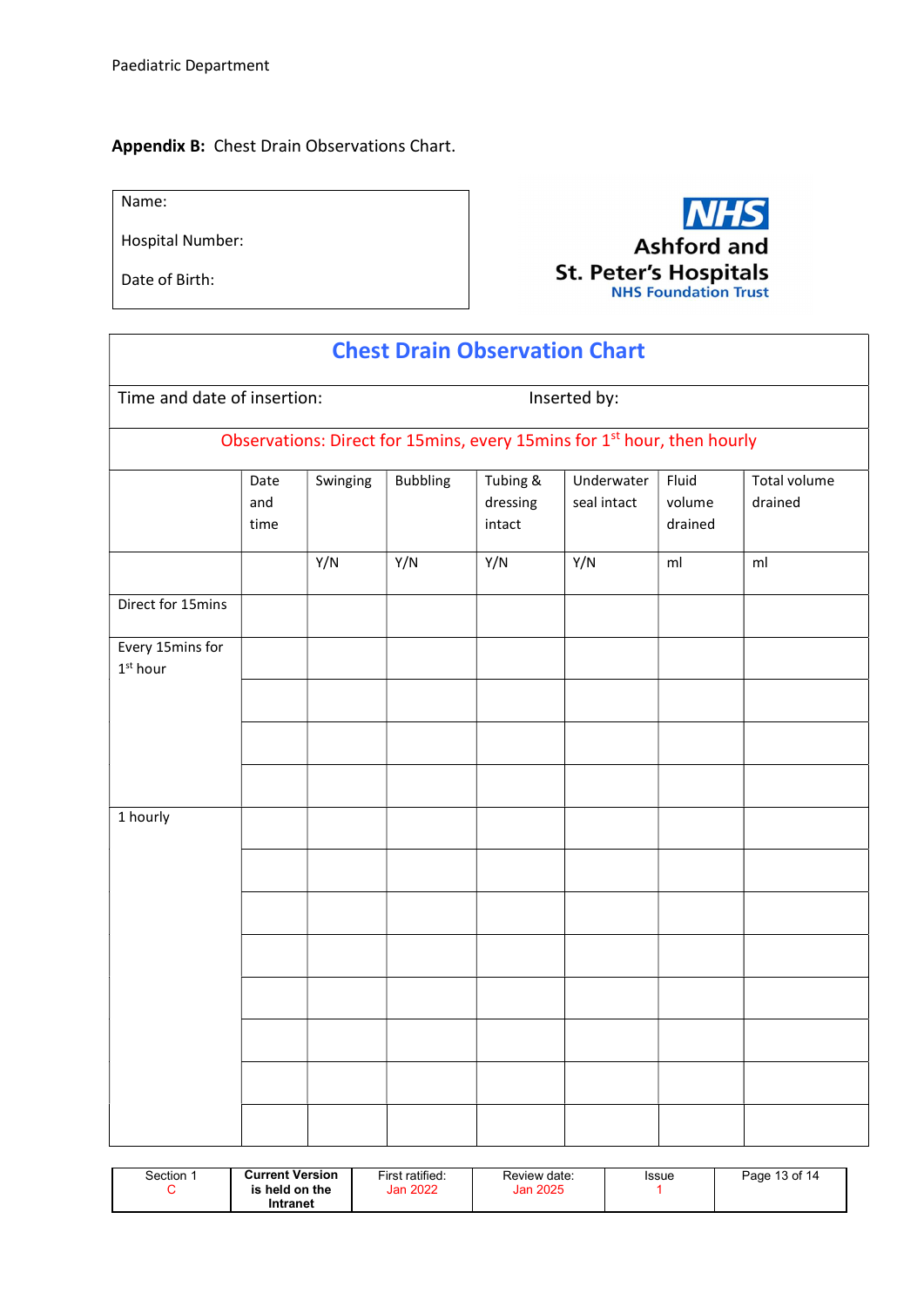**Appendix B:** Chest Drain Observations Chart.

| Name: |
|---|
| Hospital Number: |
| Date of Birth: |

NHS
Ashford and
St. Peter's Hospitals
NHS Foundation Trust

## Chest Drain Observation Chart

Time and date of insertion: Inserted by:

Observations: Direct for 15mins, every 15mins for 1st hour, then hourly

| | Date and time | Swinging | Bubbling | Tubing & dressing intact | Underwater seal intact | Fluid volume drained | Total volume drained |
|---|---|---|---|---|---|---|---|
| | | Y/N | Y/N | Y/N | Y/N | ml | ml |
| Direct for 15mins | | | | | | | |
| Every 15mins for 1st hour | | | | | | | |
| | | | | | | | |
| | | | | | | | |
| | | | | | | | |
| 1 hourly | | | | | | | |
| | | | | | | | |
| | | | | | | | |
| | | | | | | | |
| | | | | | | | |
| | | | | | | | |
| | | | | | | | |
| | | | | | | | |

| Section 1 C | Current Version is held on the Intranet | First ratified: Jan 2022 | Review date: Jan 2025 | Issue 1 |
|---|---|---|---|---|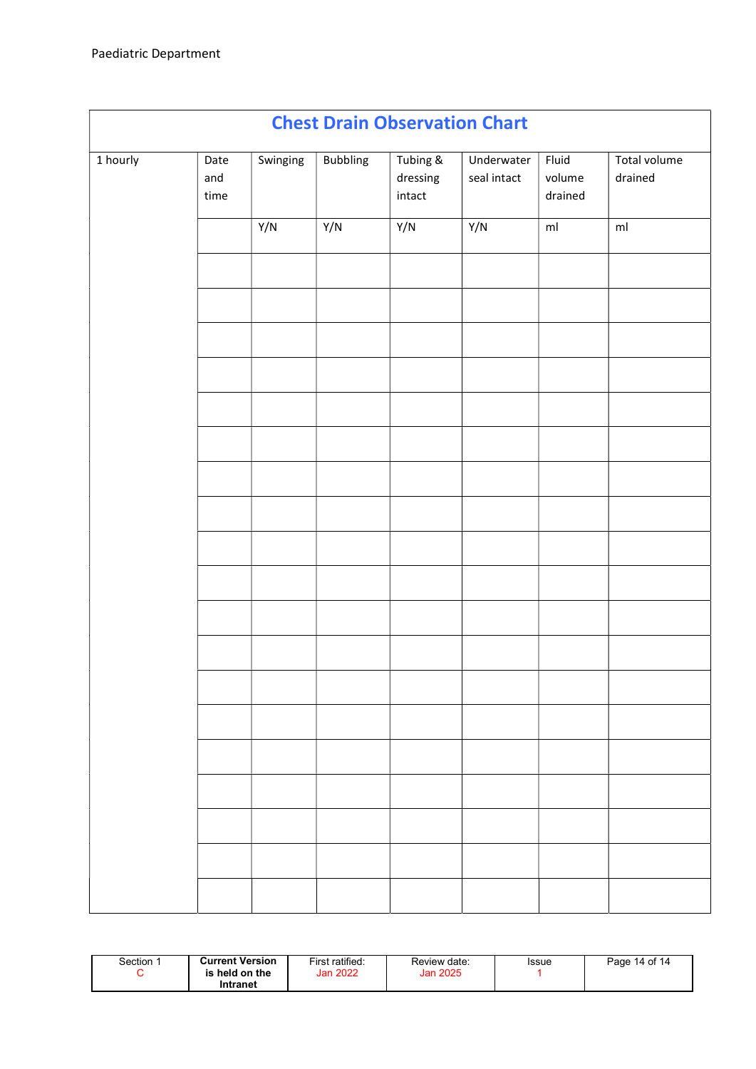# Chest Drain Observation Chart

| 1 hourly | Date and time | Swinging | Bubbling | Tubing & dressing intact | Underwater seal intact | Fluid volume drained | Total volume drained |
|---|---|---|---|---|---|---|---|
| | | Y/N | Y/N | Y/N | Y/N | ml | ml |
| | | | | | | | |
| | | | | | | | |
| | | | | | | | |
| | | | | | | | |
| | | | | | | | |
| | | | | | | | |
| | | | | | | | |
| | | | | | | | |
| | | | | | | | |
| | | | | | | | |
| | | | | | | | |
| | | | | | | | |
| | | | | | | | |
| | | | | | | | |
| | | | | | | | |
| | | | | | | | |
| | | | | | | | |
| | | | | | | | |
| | | | | | | | |